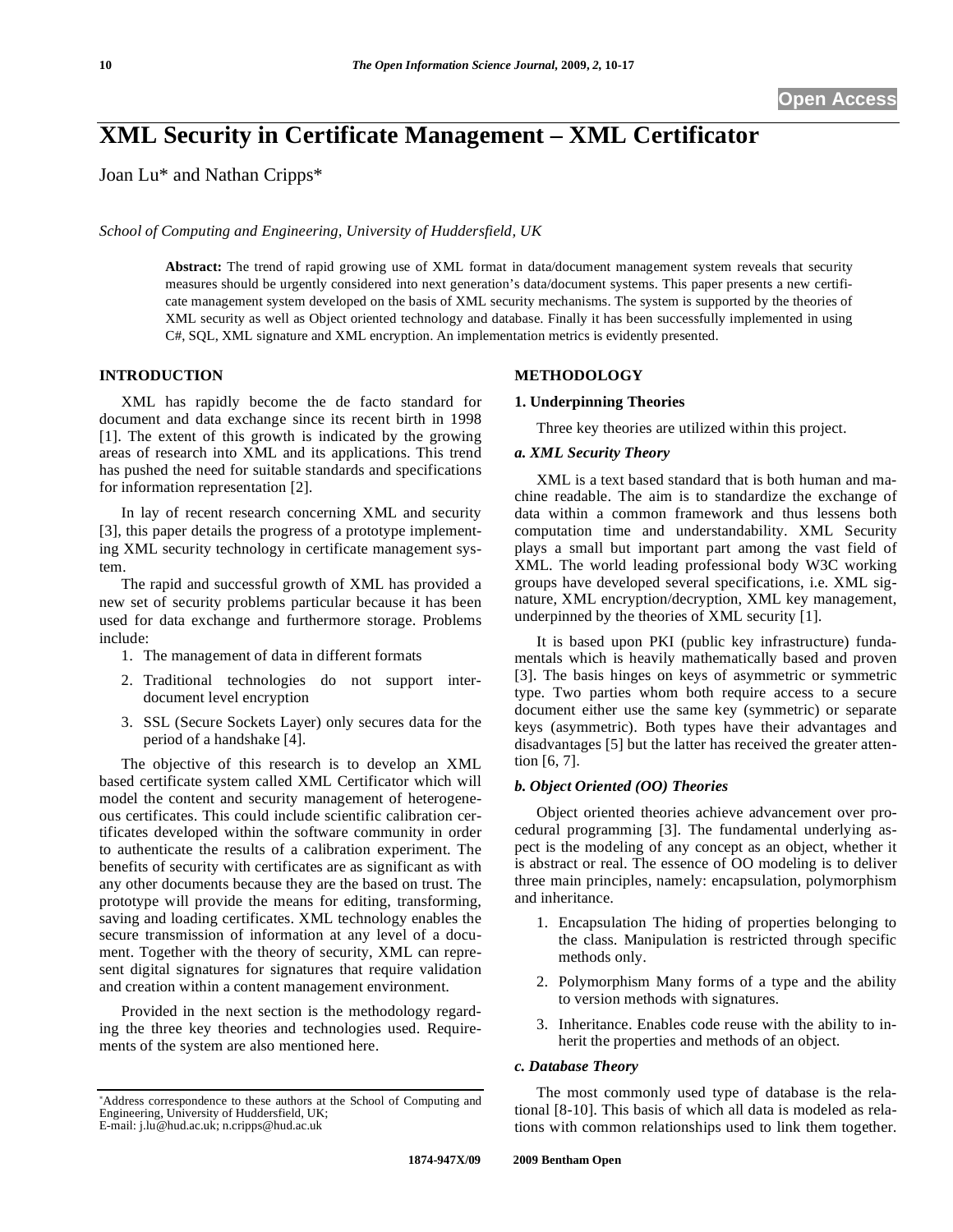Open Access

# XML Security in Certificate Management – XML Certificator

Joan Lu* and Nathan Cripps*

*School of Computing and Engineering, University of Huddersfield, UK*

**Abstract:** The trend of rapid growing use of XML format in data/document management system reveals that security measures should be urgently considered into next generation's data/document systems. This paper presents a new certificate management system developed on the basis of XML security mechanisms. The system is supported by the theories of XML security as well as Object oriented technology and database. Finally it has been successfully implemented in using C#, SQL, XML signature and XML encryption. An implementation metrics is evidently presented.

## INTRODUCTION

XML has rapidly become the de facto standard for document and data exchange since its recent birth in 1998 [1]. The extent of this growth is indicated by the growing areas of research into XML and its applications. This trend has pushed the need for suitable standards and specifications for information representation [2].

In lay of recent research concerning XML and security [3], this paper details the progress of a prototype implementing XML security technology in certificate management system.

The rapid and successful growth of XML has provided a new set of security problems particular because it has been used for data exchange and furthermore storage. Problems include:

1. The management of data in different formats
2. Traditional technologies do not support inter-document level encryption
3. SSL (Secure Sockets Layer) only secures data for the period of a handshake [4].

The objective of this research is to develop an XML based certificate system called XML Certificator which will model the content and security management of heterogeneous certificates. This could include scientific calibration certificates developed within the software community in order to authenticate the results of a calibration experiment. The benefits of security with certificates are as significant as with any other documents because they are the based on trust. The prototype will provide the means for editing, transforming, saving and loading certificates. XML technology enables the secure transmission of information at any level of a document. Together with the theory of security, XML can represent digital signatures for signatures that require validation and creation within a content management environment.

Provided in the next section is the methodology regarding the three key theories and technologies used. Requirements of the system are also mentioned here.

## METHODOLOGY

### 1. Underpinning Theories

Three key theories are utilized within this project.

#### *a. XML Security Theory*

XML is a text based standard that is both human and machine readable. The aim is to standardize the exchange of data within a common framework and thus lessens both computation time and understandability. XML Security plays a small but important part among the vast field of XML. The world leading professional body W3C working groups have developed several specifications, i.e. XML signature, XML encryption/decryption, XML key management, underpinned by the theories of XML security [1].

It is based upon PKI (public key infrastructure) fundamentals which is heavily mathematically based and proven [3]. The basis hinges on keys of asymmetric or symmetric type. Two parties whom both require access to a secure document either use the same key (symmetric) or separate keys (asymmetric). Both types have their advantages and disadvantages [5] but the latter has received the greater attention [6, 7].

#### *b. Object Oriented (OO) Theories*

Object oriented theories achieve advancement over procedural programming [3]. The fundamental underlying aspect is the modeling of any concept as an object, whether it is abstract or real. The essence of OO modeling is to deliver three main principles, namely: encapsulation, polymorphism and inheritance.

1. Encapsulation The hiding of properties belonging to the class. Manipulation is restricted through specific methods only.
2. Polymorphism Many forms of a type and the ability to version methods with signatures.
3. Inheritance. Enables code reuse with the ability to inherit the properties and methods of an object.

#### *c. Database Theory*

The most commonly used type of database is the relational [8-10]. This basis of which all data is modeled as relations with common relationships used to link them together.

*Address correspondence to these authors at the School of Computing and Engineering, University of Huddersfield, UK;
E-mail: j.lu@hud.ac.uk; n.cripps@hud.ac.uk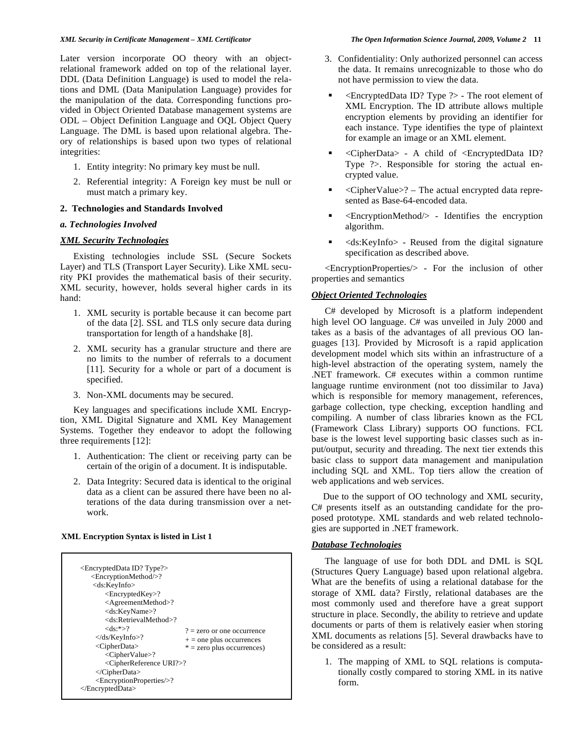Later version incorporate OO theory with an object-relational framework added on top of the relational layer. DDL (Data Definition Language) is used to model the relations and DML (Data Manipulation Language) provides for the manipulation of the data. Corresponding functions provided in Object Oriented Database management systems are ODL – Object Definition Language and OQL Object Query Language. The DML is based upon relational algebra. Theory of relationships is based upon two types of relational integrities:

1. Entity integrity: No primary key must be null.
2. Referential integrity: A Foreign key must be null or must match a primary key.

## 2. Technologies and Standards Involved

### *a. Technologies Involved*

***XML Security Technologies***

Existing technologies include SSL (Secure Sockets Layer) and TLS (Transport Layer Security). Like XML security PKI provides the mathematical basis of their security. XML security, however, holds several higher cards in its hand:

1. XML security is portable because it can become part of the data [2]. SSL and TLS only secure data during transportation for length of a handshake [8].
2. XML security has a granular structure and there are no limits to the number of referrals to a document [11]. Security for a whole or part of a document is specified.
3. Non-XML documents may be secured.

Key languages and specifications include XML Encryption, XML Digital Signature and XML Key Management Systems. Together they endeavor to adopt the following three requirements [12]:

1. Authentication: The client or receiving party can be certain of the origin of a document. It is indisputable.
2. Data Integrity: Secured data is identical to the original data as a client can be assured there have been no alterations of the data during transmission over a network.
3. Confidentiality: Only authorized personnel can access the data. It remains unrecognizable to those who do not have permission to view the data.

**XML Encryption Syntax is listed in List 1**

```
<EncryptedData ID? Type?>
  <EncryptionMethod/>?
  <ds:KeyInfo>
     <EncryptedKey>?
     <AgreementMethod>?
     <ds:KeyName>?
     <ds:RetrievalMethod>?
     <ds:*>?                    ? = zero or one occurrence
  </ds/KeyInfo>?               + = one plus occurrences
  <CipherData>                 * = zero plus occurrences)
     <CipherValue>?
     <CipherReference URI?>?
  </CipherData>
  <EncryptionProperties/>?
</EncryptedData>
```

- <EncryptedData ID? Type ?> - The root element of XML Encryption. The ID attribute allows multiple encryption elements by providing an identifier for each instance. Type identifies the type of plaintext for example an image or an XML element.
- <CipherData> - A child of <EncryptedData ID? Type ?>. Responsible for storing the actual encrypted value.
- <CipherValue>? – The actual encrypted data represented as Base-64-encoded data.
- <EncryptionMethod/> - Identifies the encryption algorithm.
- <ds:KeyInfo> - Reused from the digital signature specification as described above.

<EncryptionProperties/> - For the inclusion of other properties and semantics

***Object Oriented Technologies***

C# developed by Microsoft is a platform independent high level OO language. C# was unveiled in July 2000 and takes as a basis of the advantages of all previous OO languages [13]. Provided by Microsoft is a rapid application development model which sits within an infrastructure of a high-level abstraction of the operating system, namely the .NET framework. C# executes within a common runtime language runtime environment (not too dissimilar to Java) which is responsible for memory management, references, garbage collection, type checking, exception handling and compiling. A number of class libraries known as the FCL (Framework Class Library) supports OO functions. FCL base is the lowest level supporting basic classes such as input/output, security and threading. The next tier extends this basic class to support data management and manipulation including SQL and XML. Top tiers allow the creation of web applications and web services.

Due to the support of OO technology and XML security, C# presents itself as an outstanding candidate for the proposed prototype. XML standards and web related technologies are supported in .NET framework.

***Database Technologies***

The language of use for both DDL and DML is SQL (Structures Query Language) based upon relational algebra. What are the benefits of using a relational database for the storage of XML data? Firstly, relational databases are the most commonly used and therefore have a great support structure in place. Secondly, the ability to retrieve and update documents or parts of them is relatively easier when storing XML documents as relations [5]. Several drawbacks have to be considered as a result:

1. The mapping of XML to SQL relations is computationally costly compared to storing XML in its native form.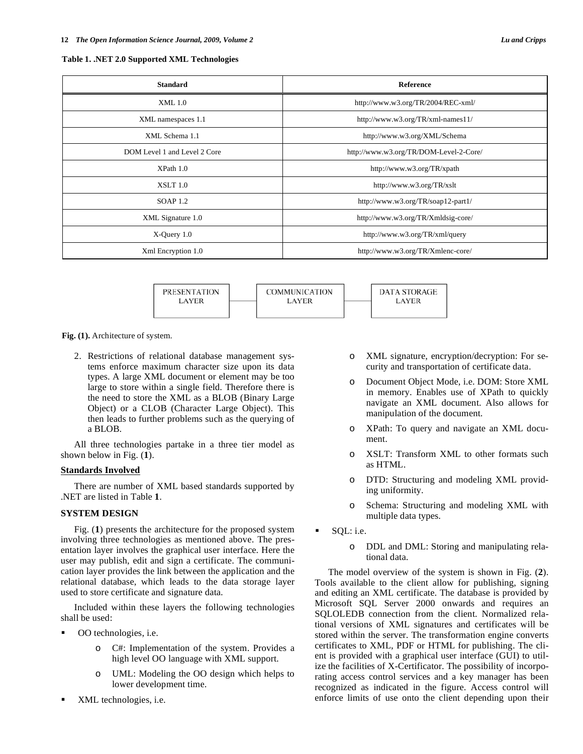**Table 1. .NET 2.0 Supported XML Technologies**

| Standard | Reference |
| --- | --- |
| XML 1.0 | http://www.w3.org/TR/2004/REC-xml/ |
| XML namespaces 1.1 | http://www.w3.org/TR/xml-names11/ |
| XML Schema 1.1 | http://www.w3.org/XML/Schema |
| DOM Level 1 and Level 2 Core | http://www.w3.org/TR/DOM-Level-2-Core/ |
| XPath 1.0 | http://www.w3.org/TR/xpath |
| XSLT 1.0 | http://www.w3.org/TR/xslt |
| SOAP 1.2 | http://www.w3.org/TR/soap12-part1/ |
| XML Signature 1.0 | http://www.w3.org/TR/Xmldsig-core/ |
| X-Query 1.0 | http://www.w3.org/TR/xml/query |
| Xml Encryption 1.0 | http://www.w3.org/TR/Xmlenc-core/ |

PRESENTATION LAYER — COMMUNICATION LAYER — DATA STORAGE LAYER

**Fig. (1).** Architecture of system.

2. Restrictions of relational database management systems enforce maximum character size upon its data types. A large XML document or element may be too large to store within a single field. Therefore there is the need to store the XML as a BLOB (Binary Large Object) or a CLOB (Character Large Object). This then leads to further problems such as the querying of a BLOB.

All three technologies partake in a three tier model as shown below in Fig. (**1**).

**Standards Involved**

There are number of XML based standards supported by .NET are listed in Table **1**.

## SYSTEM DESIGN

Fig. (**1**) presents the architecture for the proposed system involving three technologies as mentioned above. The presentation layer involves the graphical user interface. Here the user may publish, edit and sign a certificate. The communication layer provides the link between the application and the relational database, which leads to the data storage layer used to store certificate and signature data.

Included within these layers the following technologies shall be used:

- OO technologies, i.e.
  - C#: Implementation of the system. Provides a high level OO language with XML support.
  - UML: Modeling the OO design which helps to lower development time.
- XML technologies, i.e.
  - XML signature, encryption/decryption: For security and transportation of certificate data.
  - Document Object Mode, i.e. DOM: Store XML in memory. Enables use of XPath to quickly navigate an XML document. Also allows for manipulation of the document.
  - XPath: To query and navigate an XML document.
  - XSLT: Transform XML to other formats such as HTML.
  - DTD: Structuring and modeling XML providing uniformity.
  - Schema: Structuring and modeling XML with multiple data types.
- SQL: i.e.
  - DDL and DML: Storing and manipulating relational data.

The model overview of the system is shown in Fig. (**2**). Tools available to the client allow for publishing, signing and editing an XML certificate. The database is provided by Microsoft SQL Server 2000 onwards and requires an SQLOLEDB connection from the client. Normalized relational versions of XML signatures and certificates will be stored within the server. The transformation engine converts certificates to XML, PDF or HTML for publishing. The client is provided with a graphical user interface (GUI) to utilize the facilities of X-Certificator. The possibility of incorporating access control services and a key manager has been recognized as indicated in the figure. Access control will enforce limits of use onto the client depending upon their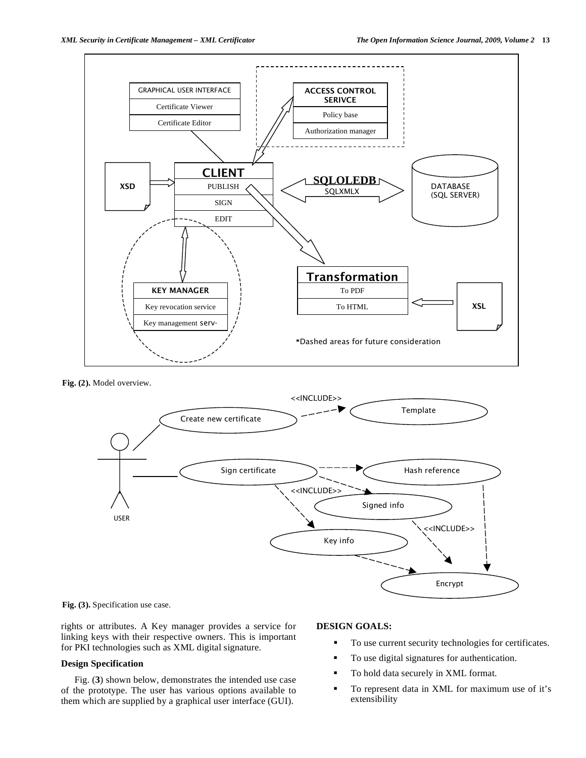Fig. (2). Model overview.

Fig. (3). Specification use case.

rights or attributes. A Key manager provides a service for linking keys with their respective owners. This is important for PKI technologies such as XML digital signature.

### Design Specification

Fig. (3) shown below, demonstrates the intended use case of the prototype. The user has various options available to them which are supplied by a graphical user interface (GUI).

### DESIGN GOALS:

- To use current security technologies for certificates.
- To use digital signatures for authentication.
- To hold data securely in XML format.
- To represent data in XML for maximum use of it's extensibility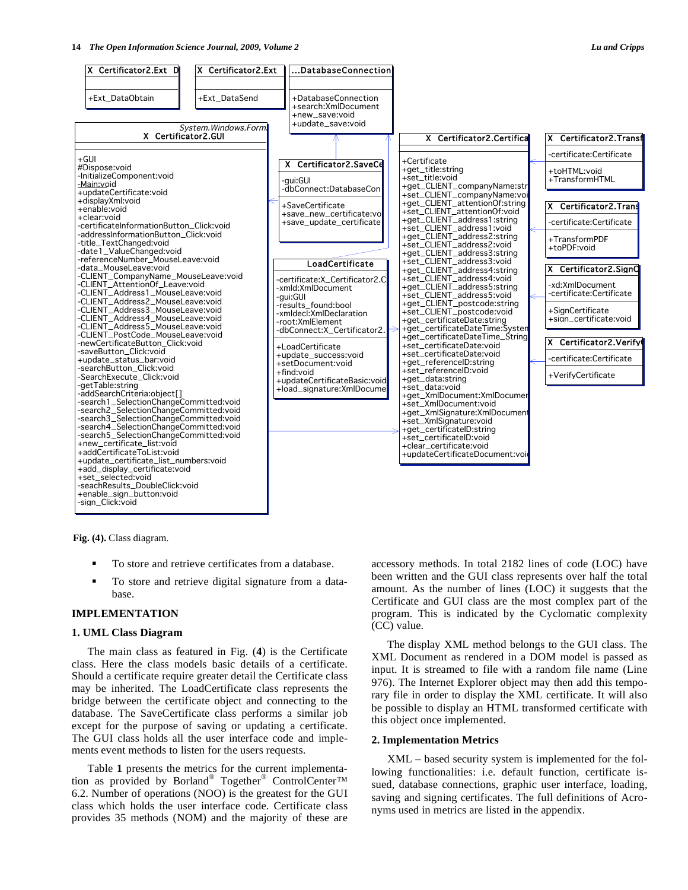**Fig. (4).** Class diagram.

- To store and retrieve certificates from a database.
- To store and retrieve digital signature from a database.

## IMPLEMENTATION

### 1. UML Class Diagram

The main class as featured in Fig. (**4**) is the Certificate class. Here the class models basic details of a certificate. Should a certificate require greater detail the Certificate class may be inherited. The LoadCertificate class represents the bridge between the certificate object and connecting to the database. The SaveCertificate class performs a similar job except for the purpose of saving or updating a certificate. The GUI class holds all the user interface code and implements event methods to listen for the users requests.

Table **1** presents the metrics for the current implementation as provided by Borland® Together® ControlCenter™ 6.2. Number of operations (NOO) is the greatest for the GUI class which holds the user interface code. Certificate class provides 35 methods (NOM) and the majority of these are accessory methods. In total 2182 lines of code (LOC) have been written and the GUI class represents over half the total amount. As the number of lines (LOC) it suggests that the Certificate and GUI class are the most complex part of the program. This is indicated by the Cyclomatic complexity (CC) value.

The display XML method belongs to the GUI class. The XML Document as rendered in a DOM model is passed as input. It is streamed to file with a random file name (Line 976). The Internet Explorer object may then add this temporary file in order to display the XML certificate. It will also be possible to display an HTML transformed certificate with this object once implemented.

### 2. Implementation Metrics

XML – based security system is implemented for the following functionalities: i.e. default function, certificate issued, database connections, graphic user interface, loading, saving and signing certificates. The full definitions of Acronyms used in metrics are listed in the appendix.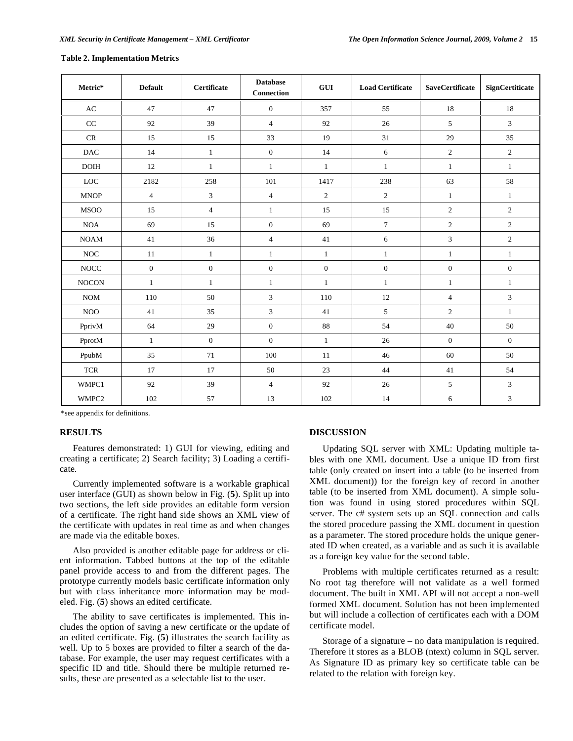**Table 2. Implementation Metrics**

| Metric* | Default | Certificate | Database Connection | GUI | Load Certificate | SaveCertificate | SignCertiticate |
|---|---|---|---|---|---|---|---|
| AC | 47 | 47 | 0 | 357 | 55 | 18 | 18 |
| CC | 92 | 39 | 4 | 92 | 26 | 5 | 3 |
| CR | 15 | 15 | 33 | 19 | 31 | 29 | 35 |
| DAC | 14 | 1 | 0 | 14 | 6 | 2 | 2 |
| DOIH | 12 | 1 | 1 | 1 | 1 | 1 | 1 |
| LOC | 2182 | 258 | 101 | 1417 | 238 | 63 | 58 |
| MNOP | 4 | 3 | 4 | 2 | 2 | 1 | 1 |
| MSOO | 15 | 4 | 1 | 15 | 15 | 2 | 2 |
| NOA | 69 | 15 | 0 | 69 | 7 | 2 | 2 |
| NOAM | 41 | 36 | 4 | 41 | 6 | 3 | 2 |
| NOC | 11 | 1 | 1 | 1 | 1 | 1 | 1 |
| NOCC | 0 | 0 | 0 | 0 | 0 | 0 | 0 |
| NOCON | 1 | 1 | 1 | 1 | 1 | 1 | 1 |
| NOM | 110 | 50 | 3 | 110 | 12 | 4 | 3 |
| NOO | 41 | 35 | 3 | 41 | 5 | 2 | 1 |
| PprivM | 64 | 29 | 0 | 88 | 54 | 40 | 50 |
| PprotM | 1 | 0 | 0 | 1 | 26 | 0 | 0 |
| PpubM | 35 | 71 | 100 | 11 | 46 | 60 | 50 |
| TCR | 17 | 17 | 50 | 23 | 44 | 41 | 54 |
| WMPC1 | 92 | 39 | 4 | 92 | 26 | 5 | 3 |
| WMPC2 | 102 | 57 | 13 | 102 | 14 | 6 | 3 |

*see appendix for definitions.

## RESULTS

Features demonstrated: 1) GUI for viewing, editing and creating a certificate; 2) Search facility; 3) Loading a certificate.

Currently implemented software is a workable graphical user interface (GUI) as shown below in Fig. (**5**). Split up into two sections, the left side provides an editable form version of a certificate. The right hand side shows an XML view of the certificate with updates in real time as and when changes are made via the editable boxes.

Also provided is another editable page for address or client information. Tabbed buttons at the top of the editable panel provide access to and from the different pages. The prototype currently models basic certificate information only but with class inheritance more information may be modeled. Fig. (**5**) shows an edited certificate.

The ability to save certificates is implemented. This includes the option of saving a new certificate or the update of an edited certificate. Fig. (**5**) illustrates the search facility as well. Up to 5 boxes are provided to filter a search of the database. For example, the user may request certificates with a specific ID and title. Should there be multiple returned results, these are presented as a selectable list to the user.

## DISCUSSION

Updating SQL server with XML: Updating multiple tables with one XML document. Use a unique ID from first table (only created on insert into a table (to be inserted from XML document)) for the foreign key of record in another table (to be inserted from XML document). A simple solution was found in using stored procedures within SQL server. The c# system sets up an SQL connection and calls the stored procedure passing the XML document in question as a parameter. The stored procedure holds the unique generated ID when created, as a variable and as such it is available as a foreign key value for the second table.

Problems with multiple certificates returned as a result: No root tag therefore will not validate as a well formed document. The built in XML API will not accept a non-well formed XML document. Solution has not been implemented but will include a collection of certificates each with a DOM certificate model.

Storage of a signature – no data manipulation is required. Therefore it stores as a BLOB (ntext) column in SQL server. As Signature ID as primary key so certificate table can be related to the relation with foreign key.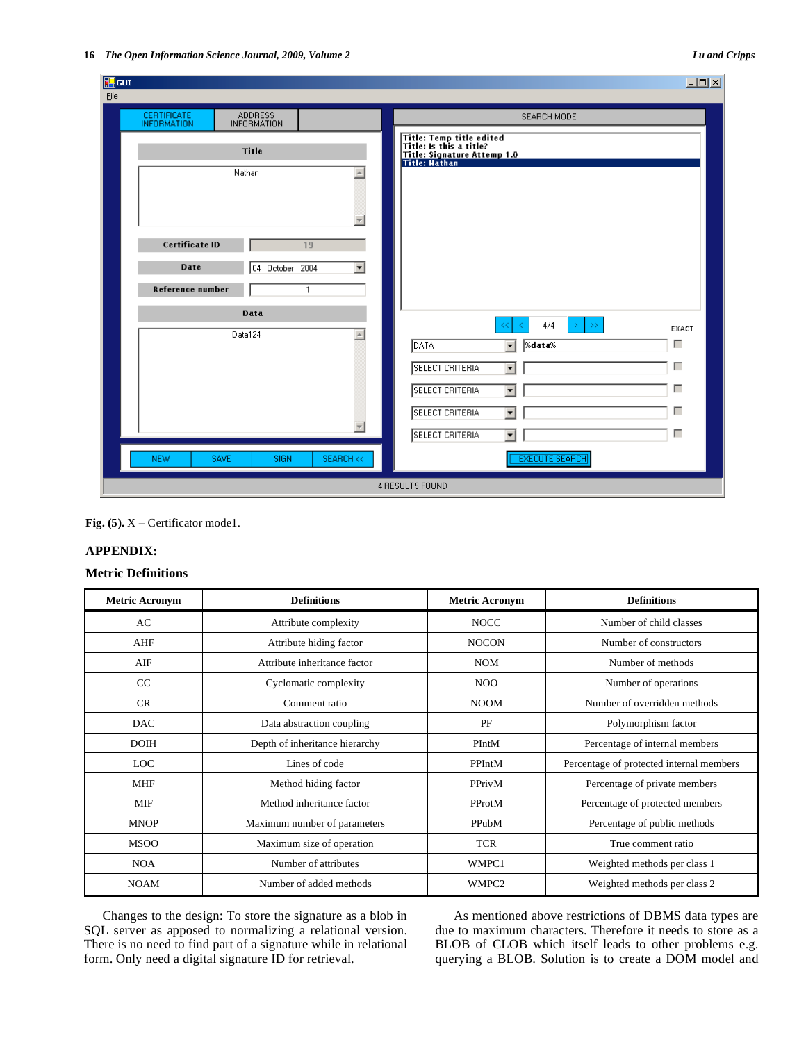Fig. (5). X – Certificator mode1.

## APPENDIX:

### Metric Definitions

| Metric Acronym | Definitions | Metric Acronym | Definitions |
|---|---|---|---|
| AC | Attribute complexity | NOCC | Number of child classes |
| AHF | Attribute hiding factor | NOCON | Number of constructors |
| AIF | Attribute inheritance factor | NOM | Number of methods |
| CC | Cyclomatic complexity | NOO | Number of operations |
| CR | Comment ratio | NOOM | Number of overridden methods |
| DAC | Data abstraction coupling | PF | Polymorphism factor |
| DOIH | Depth of inheritance hierarchy | PIntM | Percentage of internal members |
| LOC | Lines of code | PPIntM | Percentage of protected internal members |
| MHF | Method hiding factor | PPrivM | Percentage of private members |
| MIF | Method inheritance factor | PProtM | Percentage of protected members |
| MNOP | Maximum number of parameters | PPubM | Percentage of public methods |
| MSOO | Maximum size of operation | TCR | True comment ratio |
| NOA | Number of attributes | WMPC1 | Weighted methods per class 1 |
| NOAM | Number of added methods | WMPC2 | Weighted methods per class 2 |

Changes to the design: To store the signature as a blob in SQL server as apposed to normalizing a relational version. There is no need to find part of a signature while in relational form. Only need a digital signature ID for retrieval.

As mentioned above restrictions of DBMS data types are due to maximum characters. Therefore it needs to store as a BLOB of CLOB which itself leads to other problems e.g. querying a BLOB. Solution is to create a DOM model and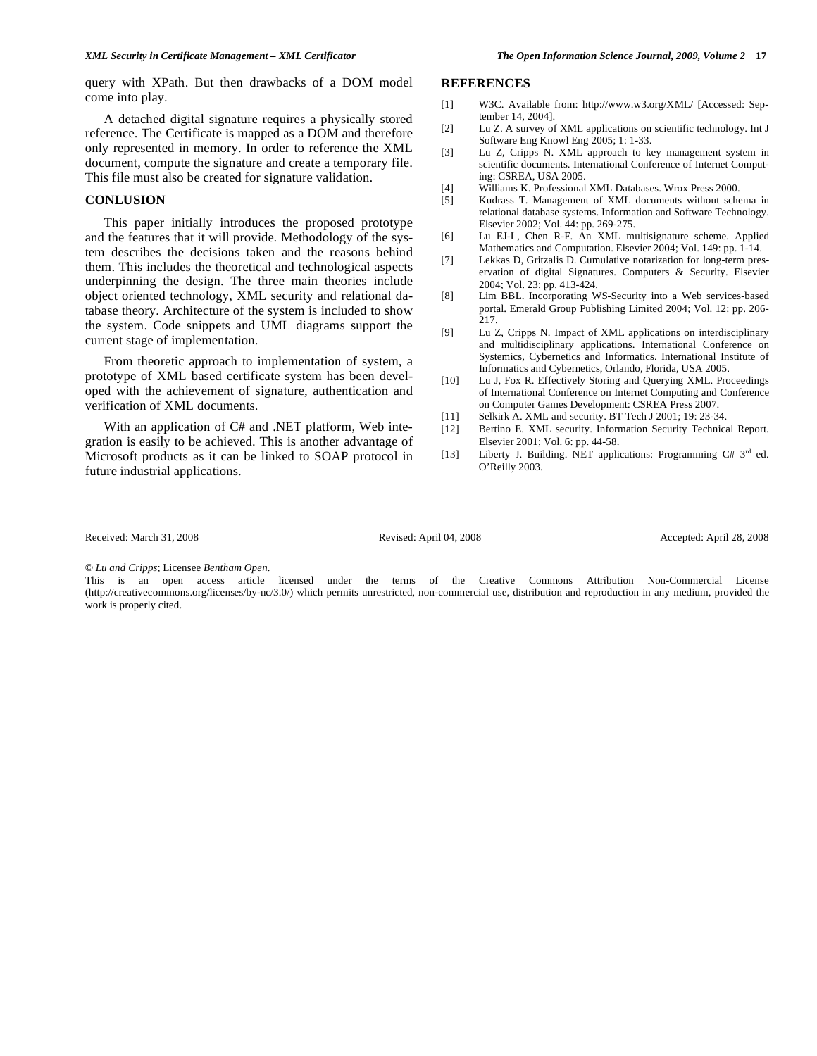query with XPath. But then drawbacks of a DOM model come into play.

A detached digital signature requires a physically stored reference. The Certificate is mapped as a DOM and therefore only represented in memory. In order to reference the XML document, compute the signature and create a temporary file. This file must also be created for signature validation.

## CONLUSION

This paper initially introduces the proposed prototype and the features that it will provide. Methodology of the system describes the decisions taken and the reasons behind them. This includes the theoretical and technological aspects underpinning the design. The three main theories include object oriented technology, XML security and relational database theory. Architecture of the system is included to show the system. Code snippets and UML diagrams support the current stage of implementation.

From theoretic approach to implementation of system, a prototype of XML based certificate system has been developed with the achievement of signature, authentication and verification of XML documents.

With an application of C# and .NET platform, Web integration is easily to be achieved. This is another advantage of Microsoft products as it can be linked to SOAP protocol in future industrial applications.

## REFERENCES

[1] W3C. Available from: http://www.w3.org/XML/ [Accessed: September 14, 2004].

[2] Lu Z. A survey of XML applications on scientific technology. Int J Software Eng Knowl Eng 2005; 1: 1-33.

[3] Lu Z, Cripps N. XML approach to key management system in scientific documents. International Conference of Internet Computing: CSREA, USA 2005.

[4] Williams K. Professional XML Databases. Wrox Press 2000.

[5] Kudrass T. Management of XML documents without schema in relational database systems. Information and Software Technology. Elsevier 2002; Vol. 44: pp. 269-275.

[6] Lu EJ-L, Chen R-F. An XML multisignature scheme. Applied Mathematics and Computation. Elsevier 2004; Vol. 149: pp. 1-14.

[7] Lekkas D, Gritzalis D. Cumulative notarization for long-term preservation of digital Signatures. Computers & Security. Elsevier 2004; Vol. 23: pp. 413-424.

[8] Lim BBL. Incorporating WS-Security into a Web services-based portal. Emerald Group Publishing Limited 2004; Vol. 12: pp. 206-217.

[9] Lu Z, Cripps N. Impact of XML applications on interdisciplinary and multidisciplinary applications. International Conference on Systemics, Cybernetics and Informatics. International Institute of Informatics and Cybernetics, Orlando, Florida, USA 2005.

[10] Lu J, Fox R. Effectively Storing and Querying XML. Proceedings of International Conference on Internet Computing and Conference on Computer Games Development: CSREA Press 2007.

[11] Selkirk A. XML and security. BT Tech J 2001; 19: 23-34.

[12] Bertino E. XML security. Information Security Technical Report. Elsevier 2001; Vol. 6: pp. 44-58.

[13] Liberty J. Building. NET applications: Programming C# 3rd ed. O'Reilly 2003.

Received: March 31, 2008 Revised: April 04, 2008 Accepted: April 28, 2008

© *Lu and Cripps*; Licensee *Bentham Open*.

This is an open access article licensed under the terms of the Creative Commons Attribution Non-Commercial License (http://creativecommons.org/licenses/by-nc/3.0/) which permits unrestricted, non-commercial use, distribution and reproduction in any medium, provided the work is properly cited.